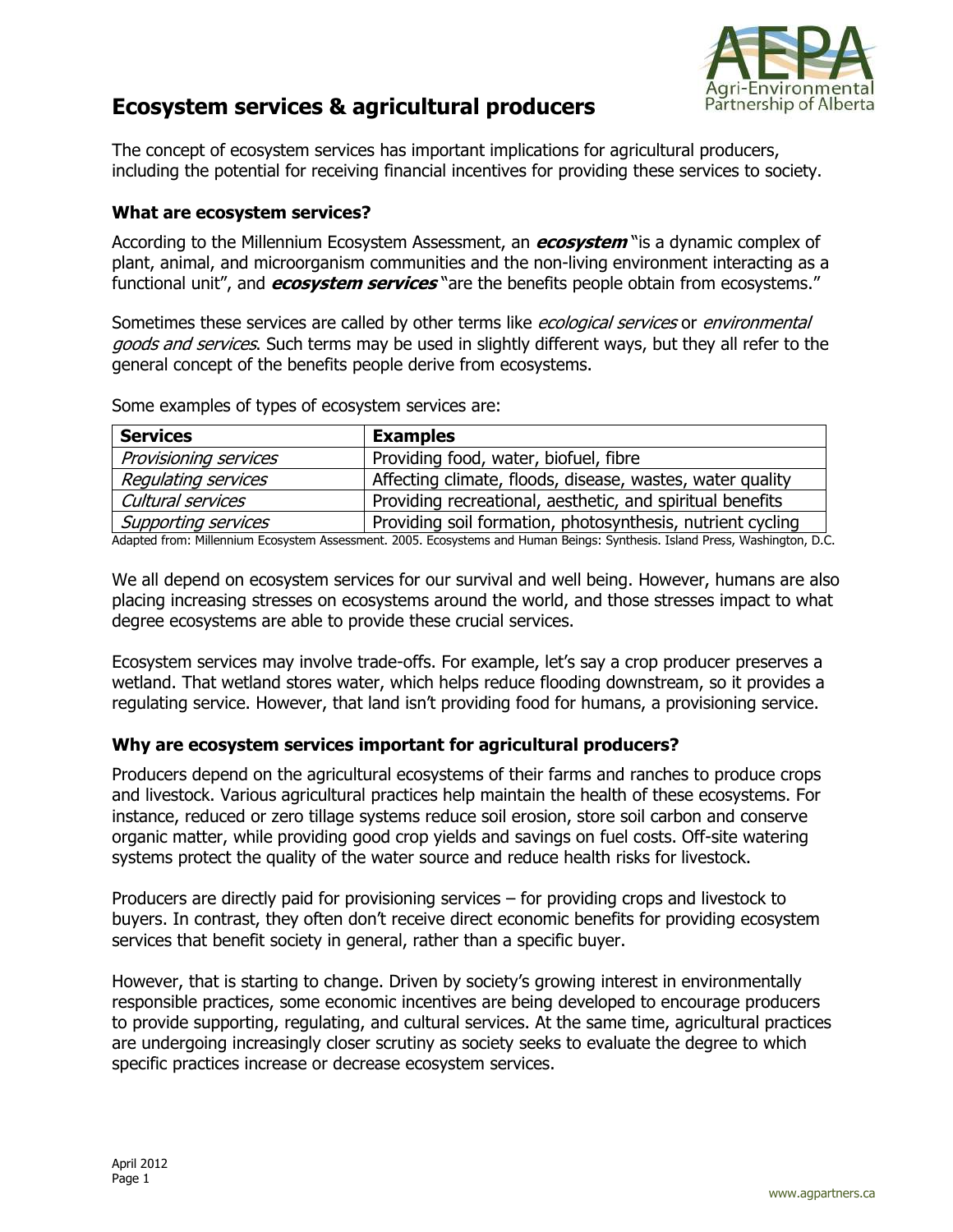# Ecosystem services & agricultural producers

The concept of ecosystem services has important implications for agricultural producers, including the potential for receiving financial incentives for providing these services to society.

### What are ecosystem services?

According to the Millennium Ecosystem Assessment, an ***ecosystem*** "is a dynamic complex of plant, animal, and microorganism communities and the non-living environment interacting as a functional unit", and ***ecosystem services*** "are the benefits people obtain from ecosystems."

Sometimes these services are called by other terms like *ecological services* or *environmental goods and services*. Such terms may be used in slightly different ways, but they all refer to the general concept of the benefits people derive from ecosystems.

Some examples of types of ecosystem services are:

| Services | Examples |
|---|---|
| *Provisioning services* | Providing food, water, biofuel, fibre |
| *Regulating services* | Affecting climate, floods, disease, wastes, water quality |
| *Cultural services* | Providing recreational, aesthetic, and spiritual benefits |
| *Supporting services* | Providing soil formation, photosynthesis, nutrient cycling |

Adapted from: Millennium Ecosystem Assessment. 2005. Ecosystems and Human Beings: Synthesis. Island Press, Washington, D.C.

We all depend on ecosystem services for our survival and well being. However, humans are also placing increasing stresses on ecosystems around the world, and those stresses impact to what degree ecosystems are able to provide these crucial services.

Ecosystem services may involve trade-offs. For example, let's say a crop producer preserves a wetland. That wetland stores water, which helps reduce flooding downstream, so it provides a regulating service. However, that land isn't providing food for humans, a provisioning service.

### Why are ecosystem services important for agricultural producers?

Producers depend on the agricultural ecosystems of their farms and ranches to produce crops and livestock. Various agricultural practices help maintain the health of these ecosystems. For instance, reduced or zero tillage systems reduce soil erosion, store soil carbon and conserve organic matter, while providing good crop yields and savings on fuel costs. Off-site watering systems protect the quality of the water source and reduce health risks for livestock.

Producers are directly paid for provisioning services – for providing crops and livestock to buyers. In contrast, they often don't receive direct economic benefits for providing ecosystem services that benefit society in general, rather than a specific buyer.

However, that is starting to change. Driven by society's growing interest in environmentally responsible practices, some economic incentives are being developed to encourage producers to provide supporting, regulating, and cultural services. At the same time, agricultural practices are undergoing increasingly closer scrutiny as society seeks to evaluate the degree to which specific practices increase or decrease ecosystem services.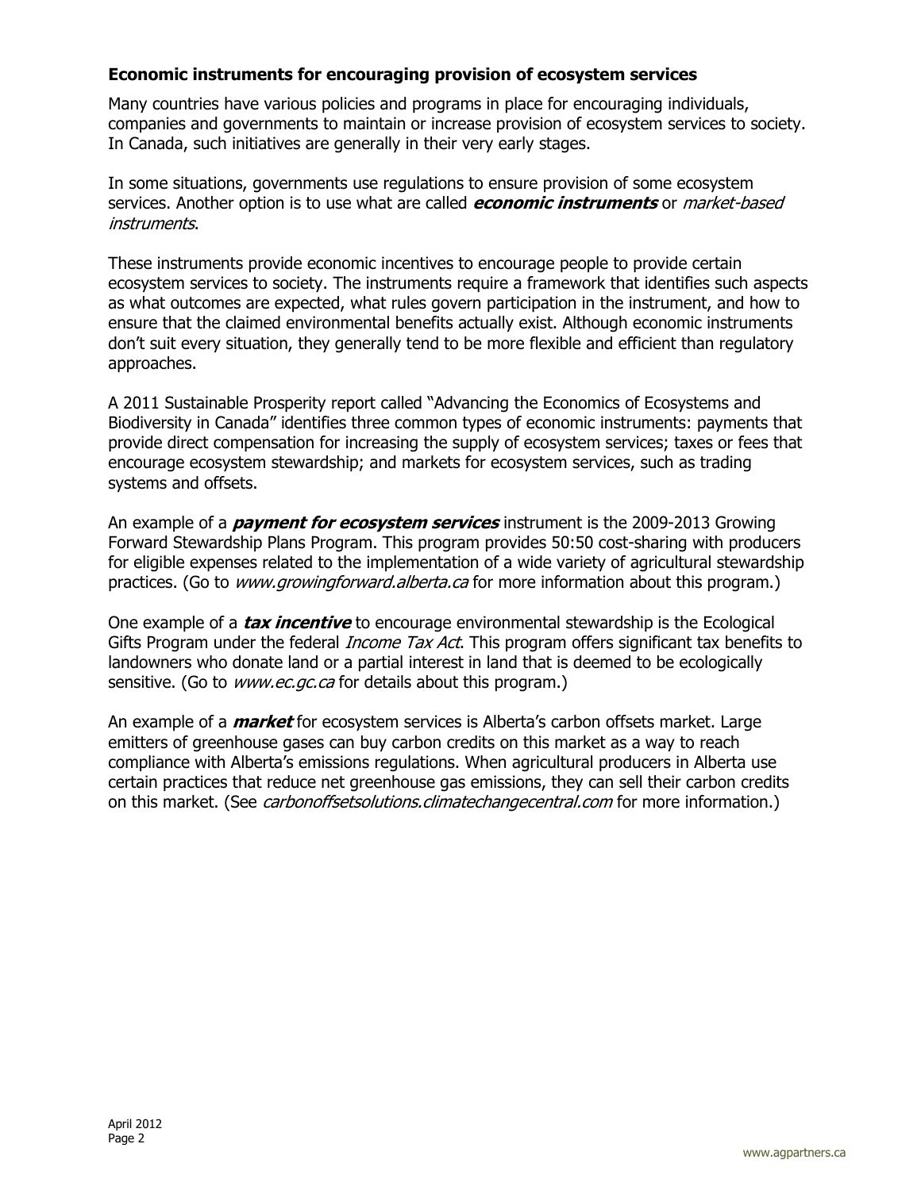### Economic instruments for encouraging provision of ecosystem services

Many countries have various policies and programs in place for encouraging individuals, companies and governments to maintain or increase provision of ecosystem services to society. In Canada, such initiatives are generally in their very early stages.

In some situations, governments use regulations to ensure provision of some ecosystem services. Another option is to use what are called ***economic instruments*** or *market-based instruments*.

These instruments provide economic incentives to encourage people to provide certain ecosystem services to society. The instruments require a framework that identifies such aspects as what outcomes are expected, what rules govern participation in the instrument, and how to ensure that the claimed environmental benefits actually exist. Although economic instruments don't suit every situation, they generally tend to be more flexible and efficient than regulatory approaches.

A 2011 Sustainable Prosperity report called "Advancing the Economics of Ecosystems and Biodiversity in Canada" identifies three common types of economic instruments: payments that provide direct compensation for increasing the supply of ecosystem services; taxes or fees that encourage ecosystem stewardship; and markets for ecosystem services, such as trading systems and offsets.

An example of a ***payment for ecosystem services*** instrument is the 2009-2013 Growing Forward Stewardship Plans Program. This program provides 50:50 cost-sharing with producers for eligible expenses related to the implementation of a wide variety of agricultural stewardship practices. (Go to *www.growingforward.alberta.ca* for more information about this program.)

One example of a ***tax incentive*** to encourage environmental stewardship is the Ecological Gifts Program under the federal *Income Tax Act*. This program offers significant tax benefits to landowners who donate land or a partial interest in land that is deemed to be ecologically sensitive. (Go to *www.ec.gc.ca* for details about this program.)

An example of a ***market*** for ecosystem services is Alberta's carbon offsets market. Large emitters of greenhouse gases can buy carbon credits on this market as a way to reach compliance with Alberta's emissions regulations. When agricultural producers in Alberta use certain practices that reduce net greenhouse gas emissions, they can sell their carbon credits on this market. (See *carbonoffsetsolutions.climatechangecentral.com* for more information.)